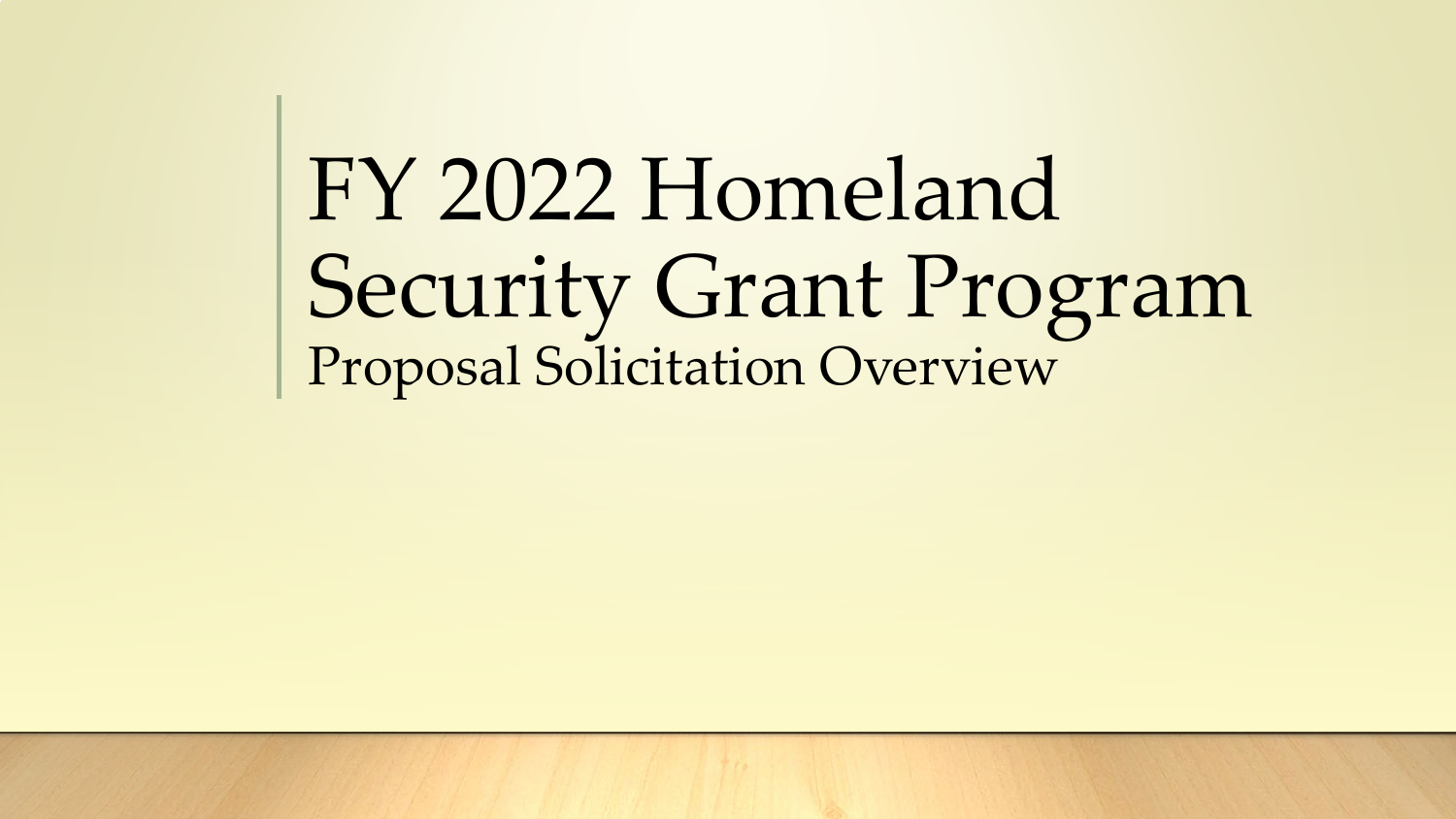# FY 2022 Homeland Security Grant Program

## Proposal Solicitation Overview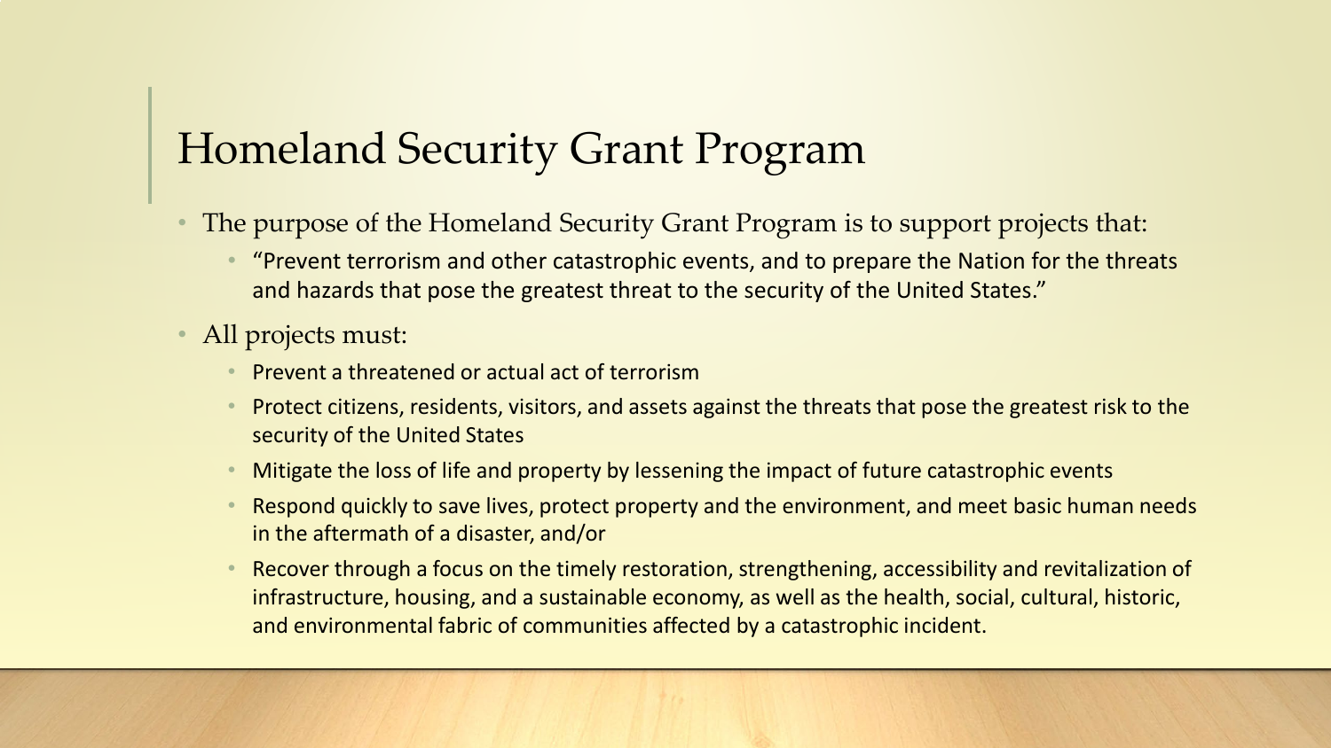# Homeland Security Grant Program

- The purpose of the Homeland Security Grant Program is to support projects that:
  - "Prevent terrorism and other catastrophic events, and to prepare the Nation for the threats and hazards that pose the greatest threat to the security of the United States."
- All projects must:
  - Prevent a threatened or actual act of terrorism
  - Protect citizens, residents, visitors, and assets against the threats that pose the greatest risk to the security of the United States
  - Mitigate the loss of life and property by lessening the impact of future catastrophic events
  - Respond quickly to save lives, protect property and the environment, and meet basic human needs in the aftermath of a disaster, and/or
  - Recover through a focus on the timely restoration, strengthening, accessibility and revitalization of infrastructure, housing, and a sustainable economy, as well as the health, social, cultural, historic, and environmental fabric of communities affected by a catastrophic incident.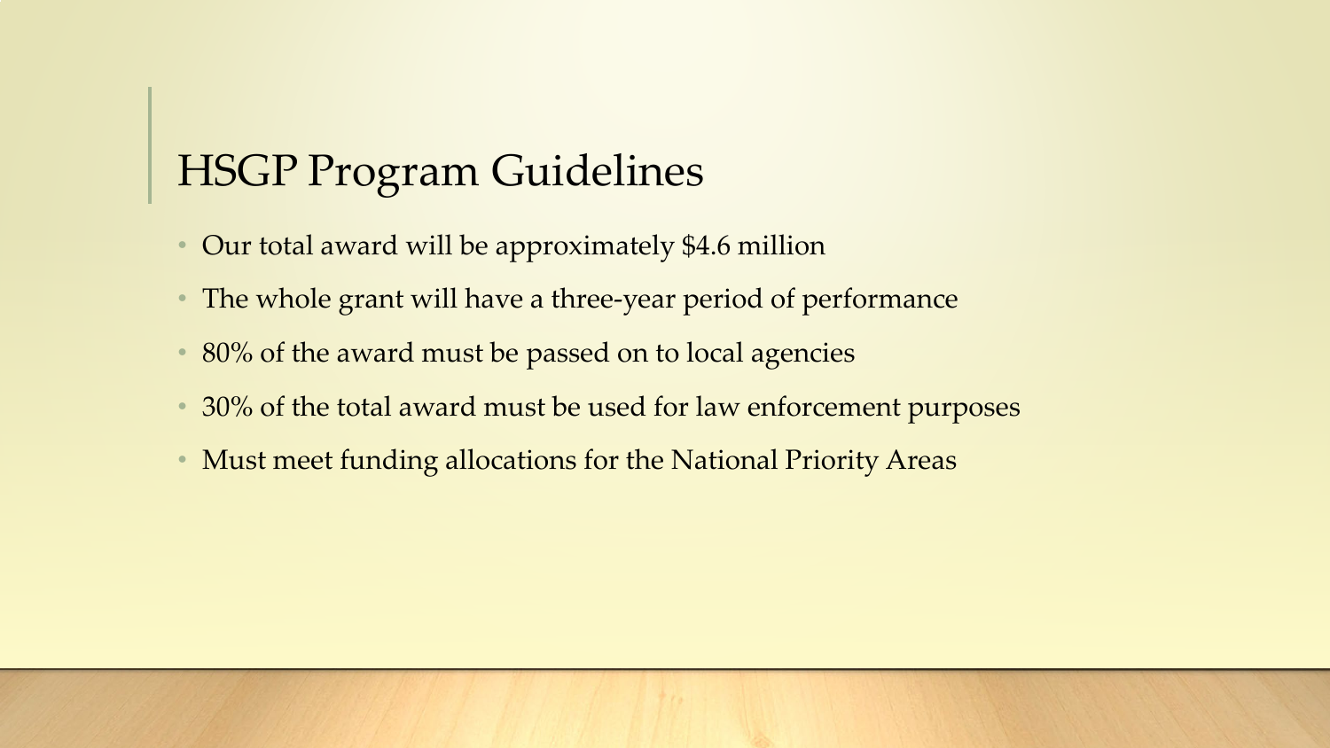# HSGP Program Guidelines

- Our total award will be approximately $4.6 million
- The whole grant will have a three-year period of performance
- 80% of the award must be passed on to local agencies
- 30% of the total award must be used for law enforcement purposes
- Must meet funding allocations for the National Priority Areas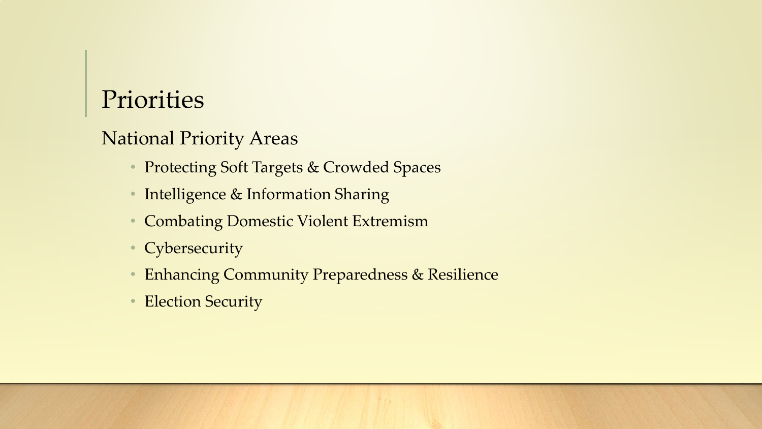# Priorities

## National Priority Areas

- Protecting Soft Targets & Crowded Spaces
- Intelligence & Information Sharing
- Combating Domestic Violent Extremism
- Cybersecurity
- Enhancing Community Preparedness & Resilience
- Election Security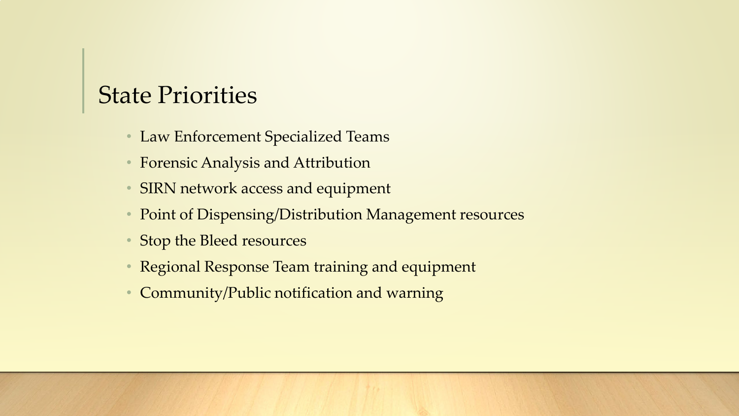# State Priorities

- Law Enforcement Specialized Teams
- Forensic Analysis and Attribution
- SIRN network access and equipment
- Point of Dispensing/Distribution Management resources
- Stop the Bleed resources
- Regional Response Team training and equipment
- Community/Public notification and warning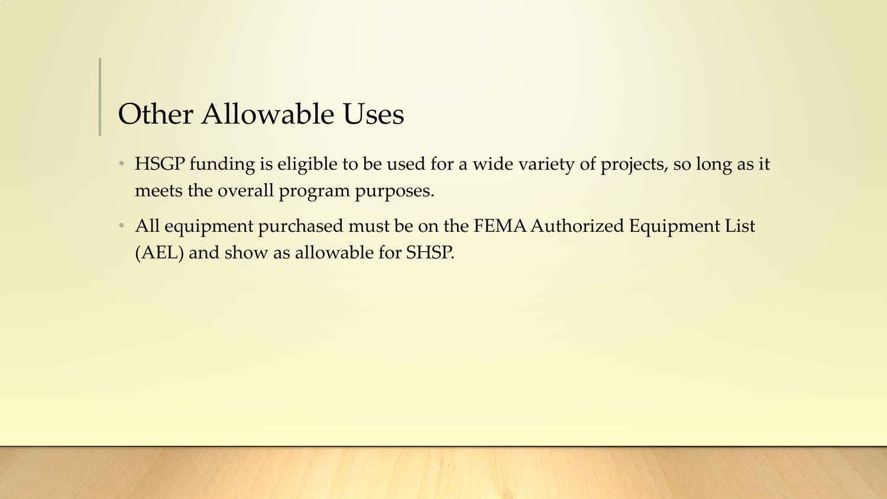# Other Allowable Uses

- HSGP funding is eligible to be used for a wide variety of projects, so long as it meets the overall program purposes.
- All equipment purchased must be on the FEMA Authorized Equipment List (AEL) and show as allowable for SHSP.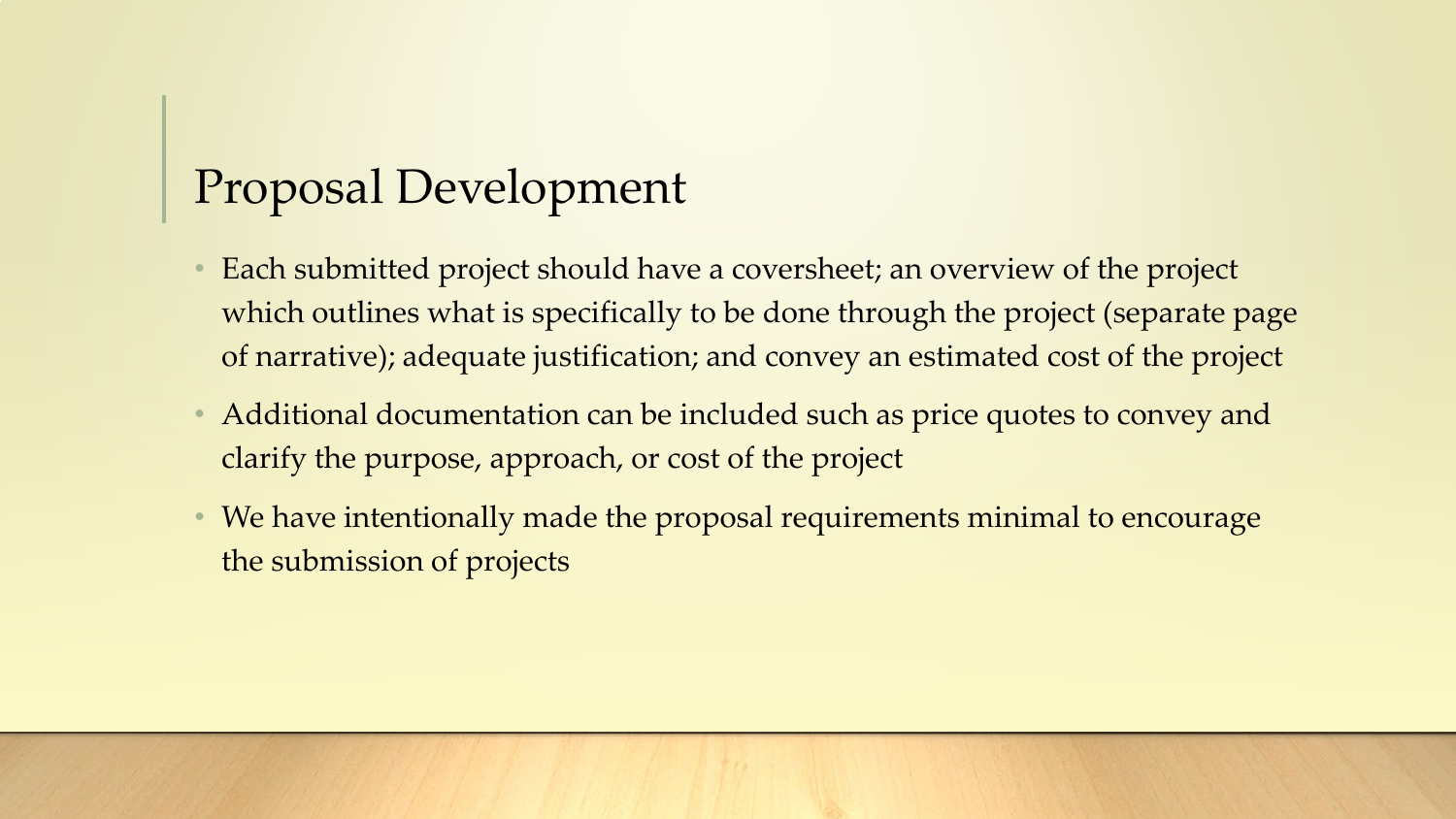# Proposal Development

- Each submitted project should have a coversheet; an overview of the project which outlines what is specifically to be done through the project (separate page of narrative); adequate justification; and convey an estimated cost of the project
- Additional documentation can be included such as price quotes to convey and clarify the purpose, approach, or cost of the project
- We have intentionally made the proposal requirements minimal to encourage the submission of projects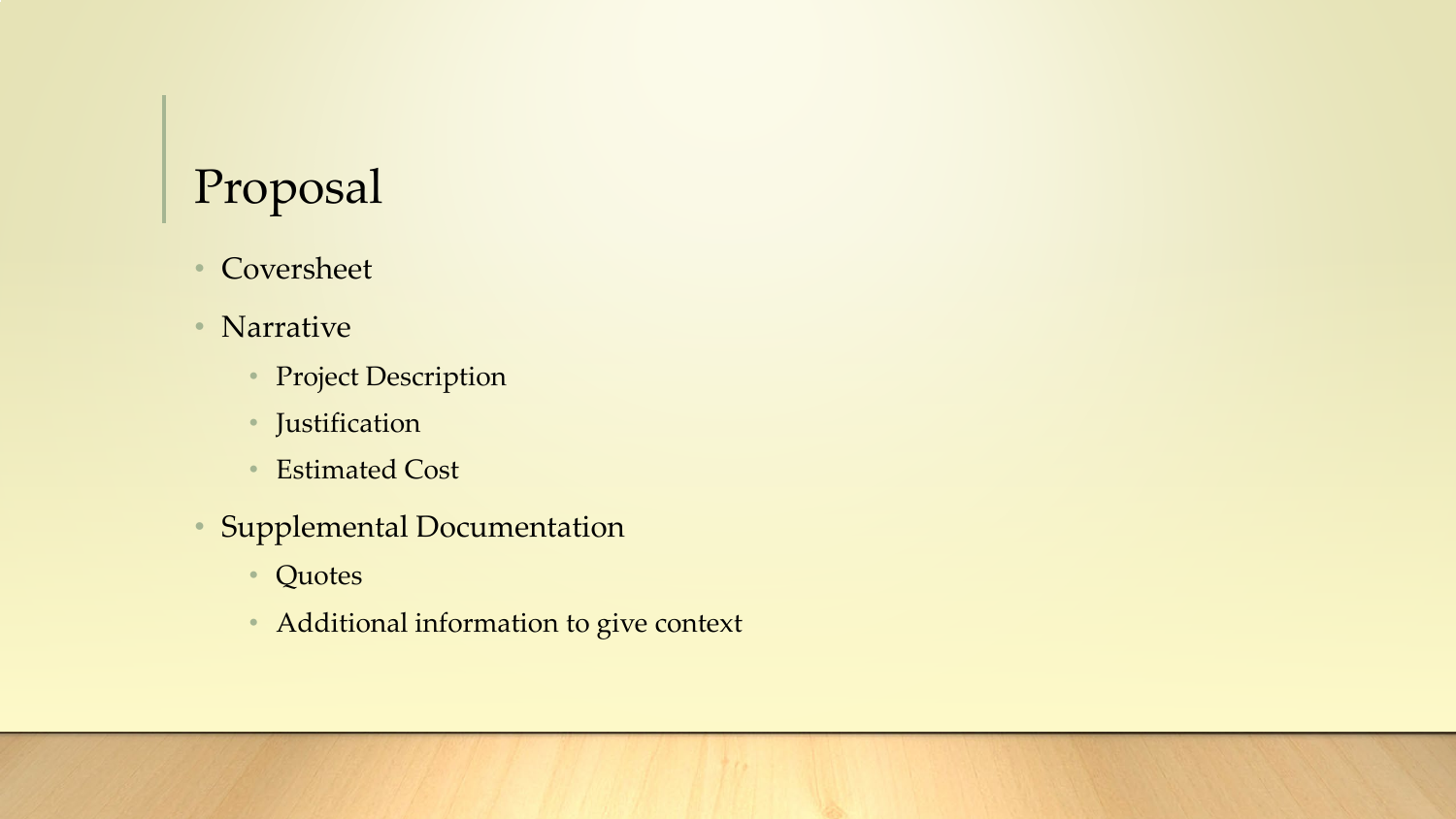# Proposal

- Coversheet
- Narrative
  - Project Description
  - Justification
  - Estimated Cost
- Supplemental Documentation
  - Quotes
  - Additional information to give context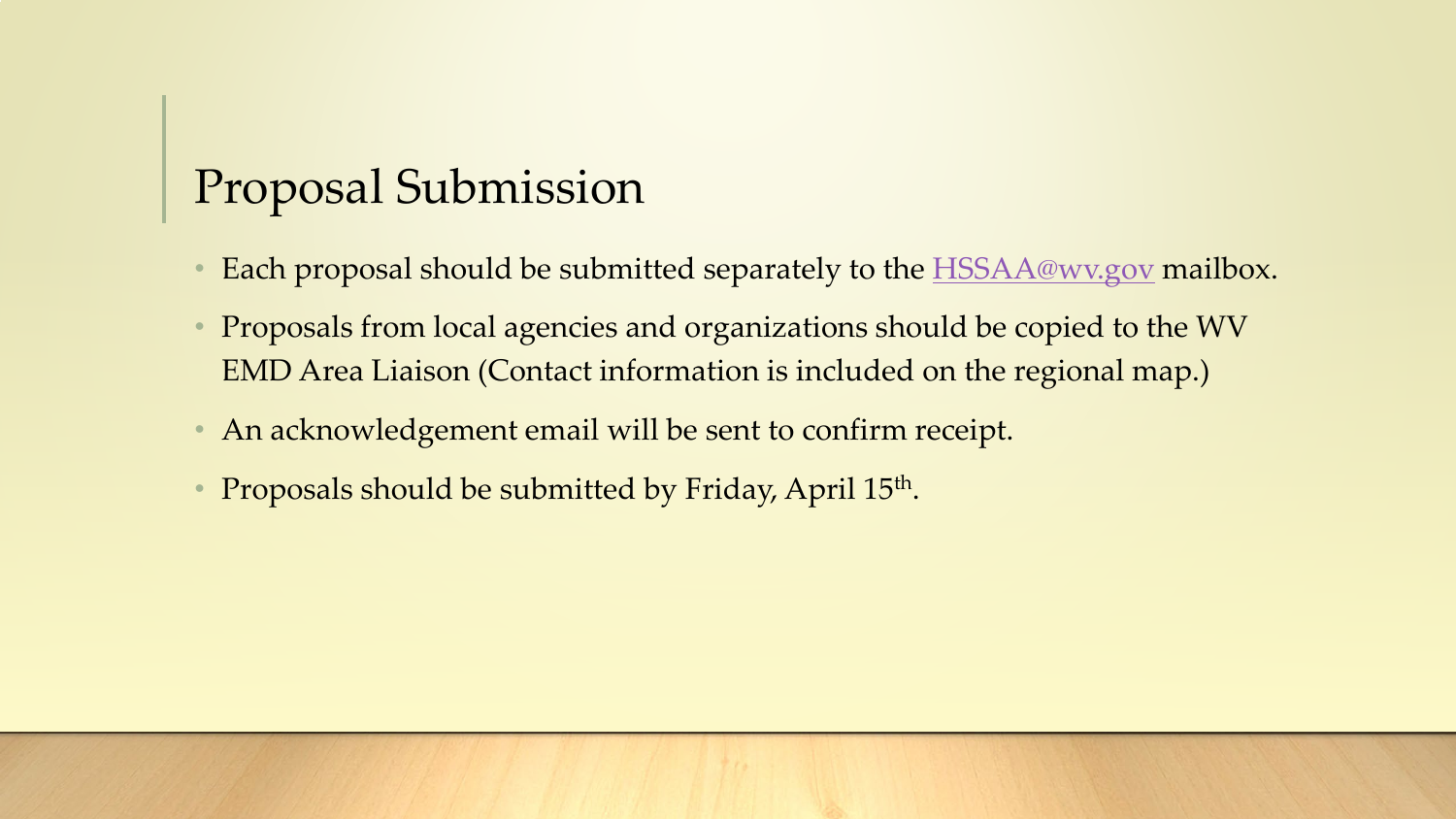# Proposal Submission

- Each proposal should be submitted separately to the HSSAA@wv.gov mailbox.
- Proposals from local agencies and organizations should be copied to the WV EMD Area Liaison (Contact information is included on the regional map.)
- An acknowledgement email will be sent to confirm receipt.
- Proposals should be submitted by Friday, April 15th.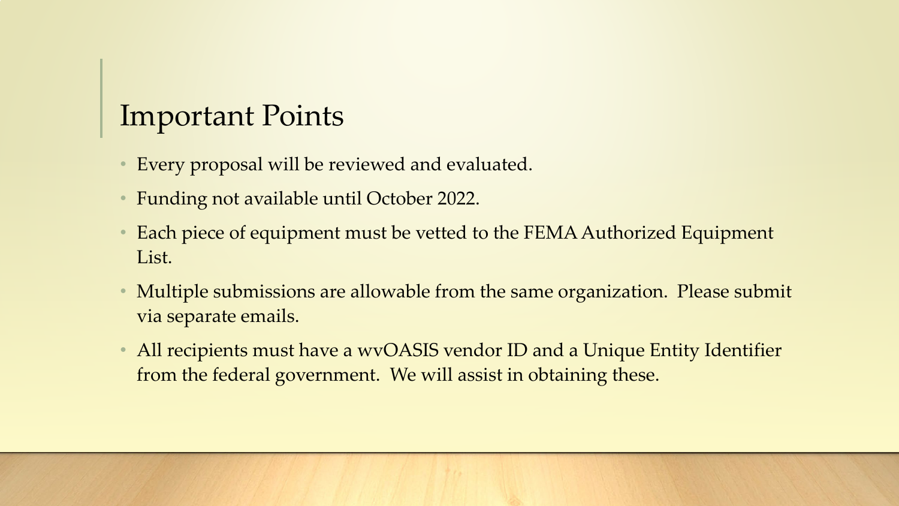# Important Points

- Every proposal will be reviewed and evaluated.
- Funding not available until October 2022.
- Each piece of equipment must be vetted to the FEMA Authorized Equipment List.
- Multiple submissions are allowable from the same organization. Please submit via separate emails.
- All recipients must have a wvOASIS vendor ID and a Unique Entity Identifier from the federal government. We will assist in obtaining these.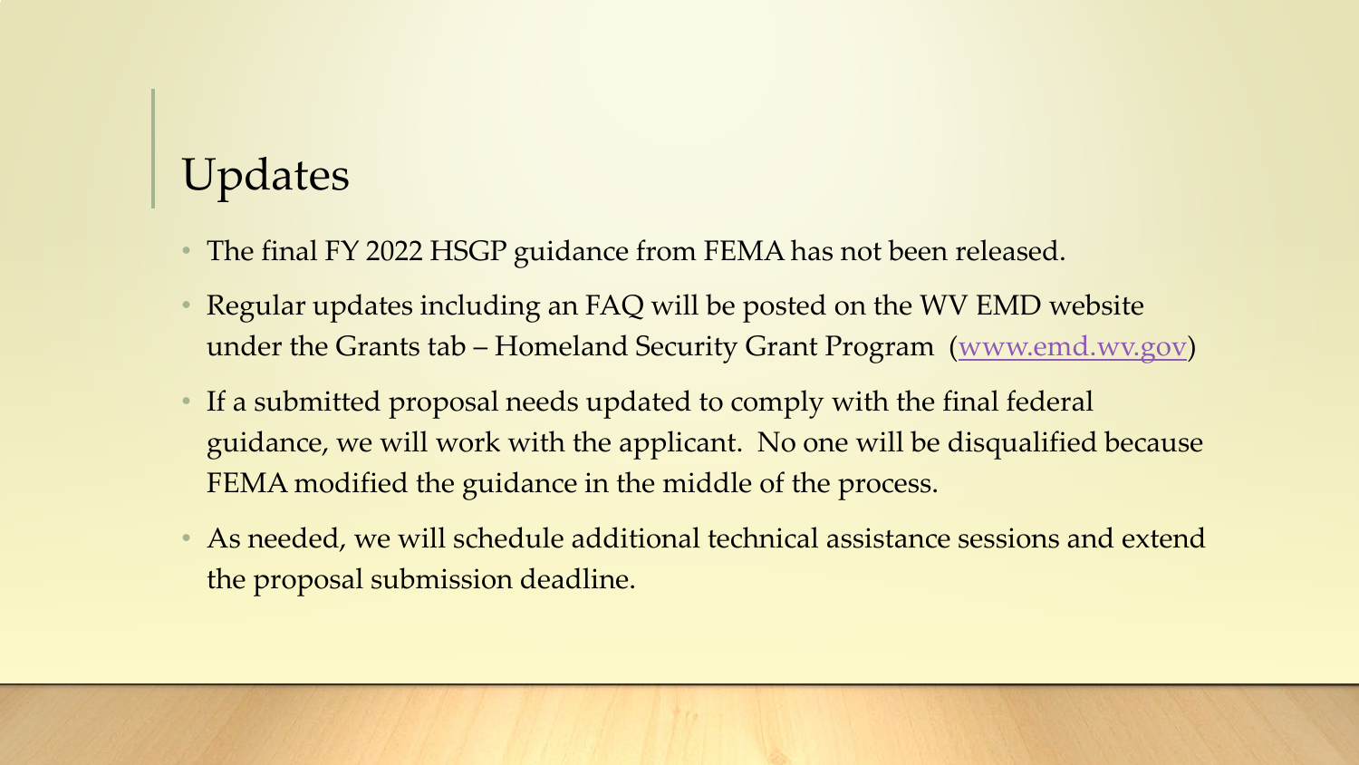# Updates

- The final FY 2022 HSGP guidance from FEMA has not been released.
- Regular updates including an FAQ will be posted on the WV EMD website under the Grants tab – Homeland Security Grant Program (www.emd.wv.gov)
- If a submitted proposal needs updated to comply with the final federal guidance, we will work with the applicant. No one will be disqualified because FEMA modified the guidance in the middle of the process.
- As needed, we will schedule additional technical assistance sessions and extend the proposal submission deadline.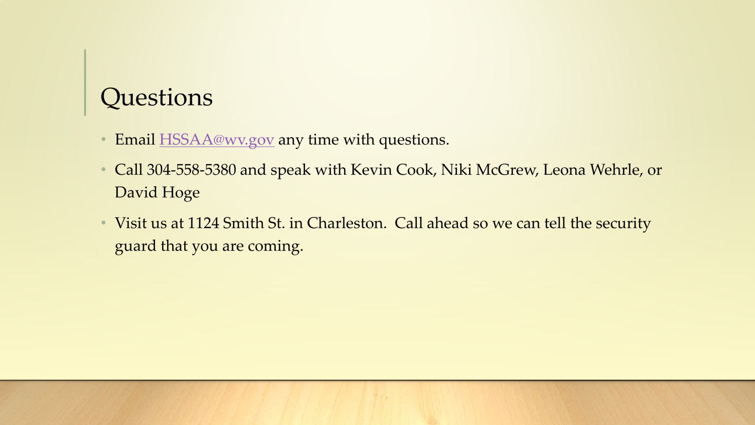# Questions

- Email HSSAA@wv.gov any time with questions.
- Call 304-558-5380 and speak with Kevin Cook, Niki McGrew, Leona Wehrle, or David Hoge
- Visit us at 1124 Smith St. in Charleston.  Call ahead so we can tell the security guard that you are coming.